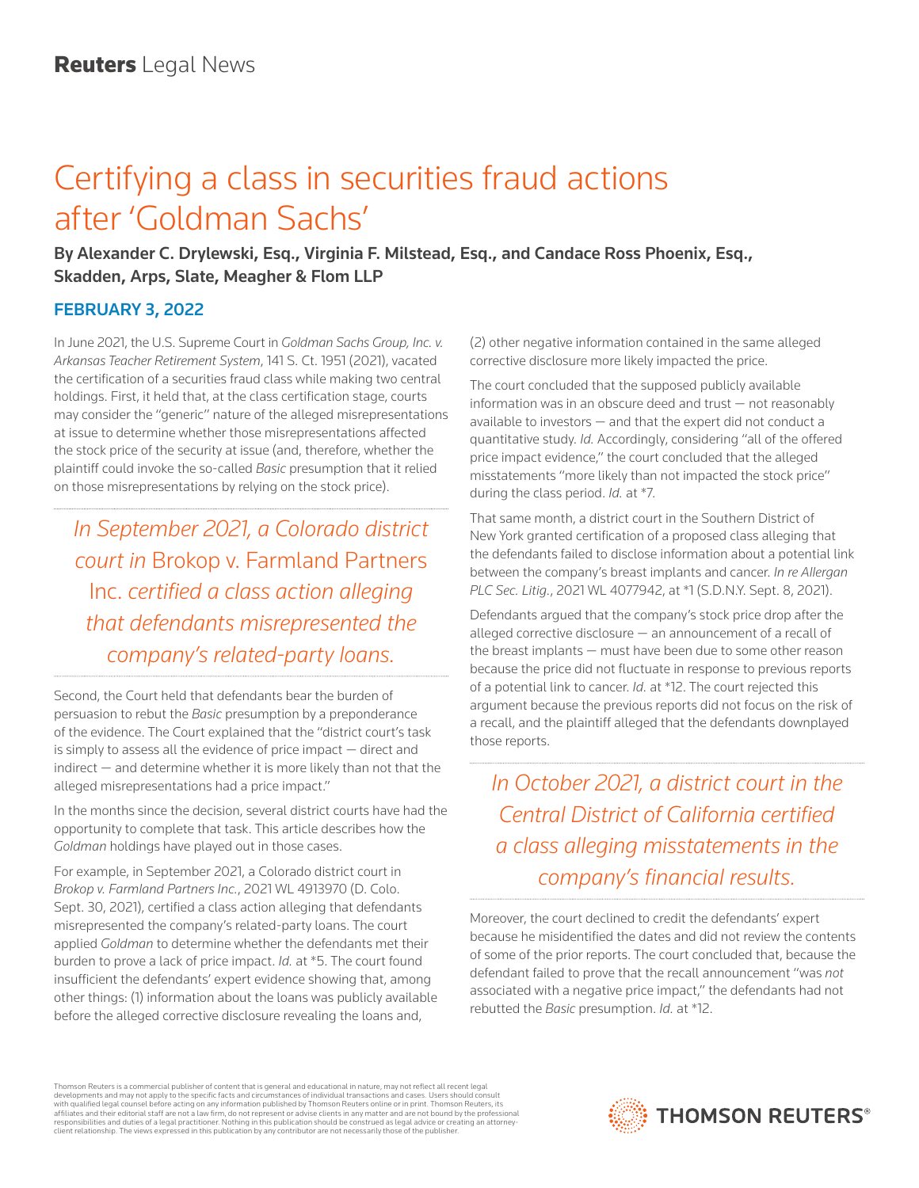# Certifying a class in securities fraud actions after 'Goldman Sachs'

**By Alexander C. Drylewski, Esq., Virginia F. Milstead, Esq., and Candace Ross Phoenix, Esq., Skadden, Arps, Slate, Meagher & Flom LLP**

**FEBRUARY 3, 2022**

In June 2021, the U.S. Supreme Court in *Goldman Sachs Group, Inc. v. Arkansas Teacher Retirement System*, 141 S. Ct. 1951 (2021), vacated the certification of a securities fraud class while making two central holdings. First, it held that, at the class certification stage, courts may consider the "generic" nature of the alleged misrepresentations at issue to determine whether those misrepresentations affected the stock price of the security at issue (and, therefore, whether the plaintiff could invoke the so-called *Basic* presumption that it relied on those misrepresentations by relying on the stock price).

*In September 2021, a Colorado district court in* Brokop v. Farmland Partners Inc. *certified a class action alleging that defendants misrepresented the company's related-party loans.*

Second, the Court held that defendants bear the burden of persuasion to rebut the *Basic* presumption by a preponderance of the evidence. The Court explained that the "district court's task is simply to assess all the evidence of price impact — direct and indirect — and determine whether it is more likely than not that the alleged misrepresentations had a price impact."

In the months since the decision, several district courts have had the opportunity to complete that task. This article describes how the *Goldman* holdings have played out in those cases.

For example, in September 2021, a Colorado district court in *Brokop v. Farmland Partners Inc.*, 2021 WL 4913970 (D. Colo. Sept. 30, 2021), certified a class action alleging that defendants misrepresented the company's related-party loans. The court applied *Goldman* to determine whether the defendants met their burden to prove a lack of price impact. *Id.* at *5. The court found insufficient the defendants' expert evidence showing that, among other things: (1) information about the loans was publicly available before the alleged corrective disclosure revealing the loans and, (2) other negative information contained in the same alleged corrective disclosure more likely impacted the price.

The court concluded that the supposed publicly available information was in an obscure deed and trust — not reasonably available to investors — and that the expert did not conduct a quantitative study. *Id.* Accordingly, considering "all of the offered price impact evidence," the court concluded that the alleged misstatements "more likely than not impacted the stock price" during the class period. *Id.* at *7.

That same month, a district court in the Southern District of New York granted certification of a proposed class alleging that the defendants failed to disclose information about a potential link between the company's breast implants and cancer. *In re Allergan PLC Sec. Litig.*, 2021 WL 4077942, at *1 (S.D.N.Y. Sept. 8, 2021).

Defendants argued that the company's stock price drop after the alleged corrective disclosure — an announcement of a recall of the breast implants — must have been due to some other reason because the price did not fluctuate in response to previous reports of a potential link to cancer. *Id.* at *12. The court rejected this argument because the previous reports did not focus on the risk of a recall, and the plaintiff alleged that the defendants downplayed those reports.

*In October 2021, a district court in the Central District of California certified a class alleging misstatements in the company's financial results.*

Moreover, the court declined to credit the defendants' expert because he misidentified the dates and did not review the contents of some of the prior reports. The court concluded that, because the defendant failed to prove that the recall announcement "was *not* associated with a negative price impact," the defendants had not rebutted the *Basic* presumption. *Id.* at *12.

Thomson Reuters is a commercial publisher of content that is general and educational in nature, may not reflect all recent legal developments and may not apply to the specific facts and circumstances of individual transactions and cases. Users should consult with qualified legal counsel before acting on any information published by Thomson Reuters online or in print. Thomson Reuters, its affiliates and their editorial staff are not a law firm, do not represent or advise clients in any matter and are not bound by the professional responsibilities and duties of a legal practitioner. Nothing in this publication should be construed as legal advice or creating an attorney-client relationship. The views expressed in this publication by any contributor are not necessarily those of the publisher.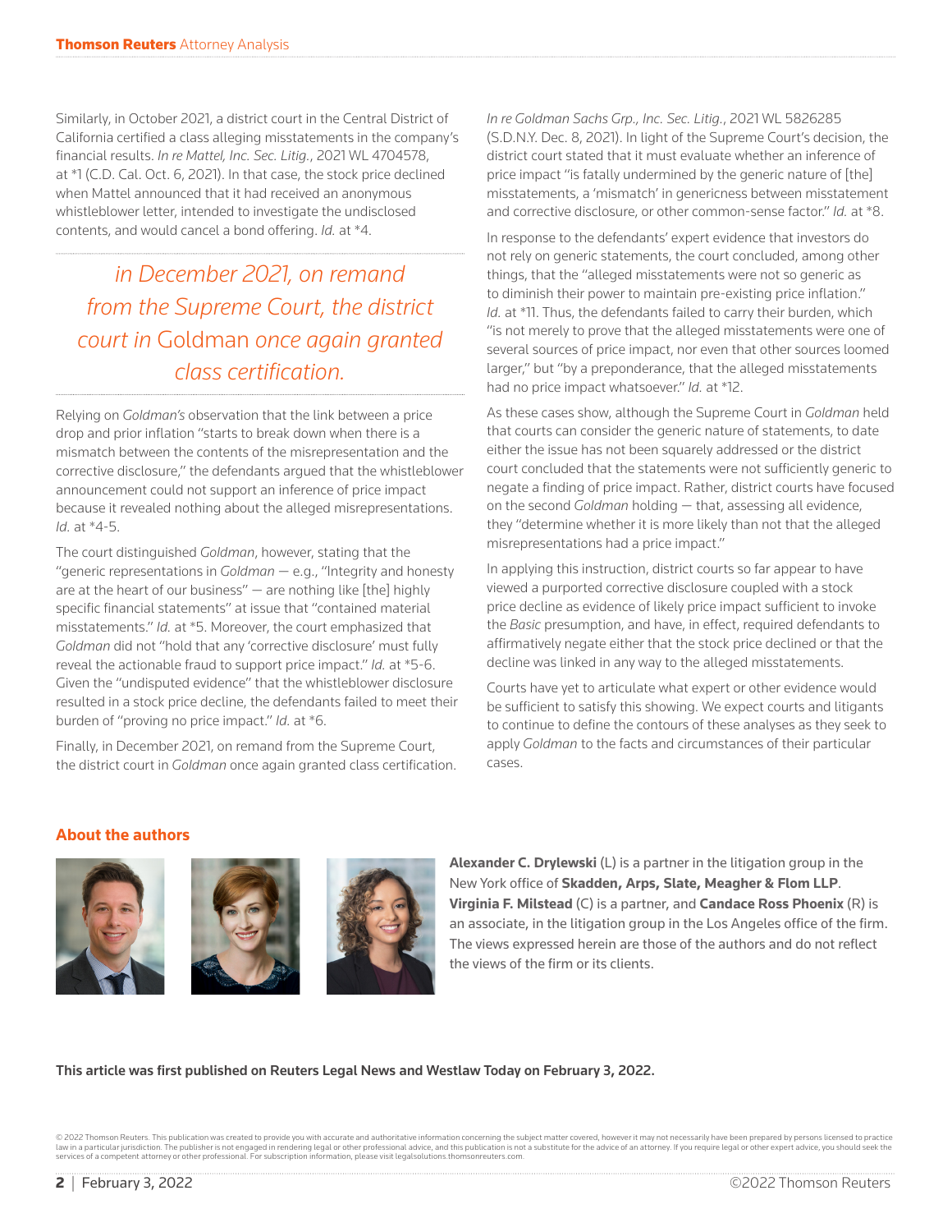Similarly, in October 2021, a district court in the Central District of California certified a class alleging misstatements in the company's financial results. *In re Mattel, Inc. Sec. Litig.*, 2021 WL 4704578, at *1 (C.D. Cal. Oct. 6, 2021). In that case, the stock price declined when Mattel announced that it had received an anonymous whistleblower letter, intended to investigate the undisclosed contents, and would cancel a bond offering. *Id.* at *4.

> *in December 2021, on remand from the Supreme Court, the district court in* Goldman *once again granted class certification.*

Relying on *Goldman's* observation that the link between a price drop and prior inflation "starts to break down when there is a mismatch between the contents of the misrepresentation and the corrective disclosure," the defendants argued that the whistleblower announcement could not support an inference of price impact because it revealed nothing about the alleged misrepresentations. *Id.* at *4-5.

The court distinguished *Goldman*, however, stating that the "generic representations in *Goldman* — e.g., "Integrity and honesty are at the heart of our business" — are nothing like [the] highly specific financial statements" at issue that "contained material misstatements." *Id.* at *5. Moreover, the court emphasized that *Goldman* did not "hold that any 'corrective disclosure' must fully reveal the actionable fraud to support price impact." *Id.* at *5-6. Given the "undisputed evidence" that the whistleblower disclosure resulted in a stock price decline, the defendants failed to meet their burden of "proving no price impact." *Id.* at *6.

Finally, in December 2021, on remand from the Supreme Court, the district court in *Goldman* once again granted class certification. *In re Goldman Sachs Grp., Inc. Sec. Litig.*, 2021 WL 5826285 (S.D.N.Y. Dec. 8, 2021). In light of the Supreme Court's decision, the district court stated that it must evaluate whether an inference of price impact "is fatally undermined by the generic nature of [the] misstatements, a 'mismatch' in genericness between misstatement and corrective disclosure, or other common-sense factor." *Id.* at *8.

In response to the defendants' expert evidence that investors do not rely on generic statements, the court concluded, among other things, that the "alleged misstatements were not so generic as to diminish their power to maintain pre-existing price inflation." *Id.* at *11. Thus, the defendants failed to carry their burden, which "is not merely to prove that the alleged misstatements were one of several sources of price impact, nor even that other sources loomed larger," but "by a preponderance, that the alleged misstatements had no price impact whatsoever." *Id.* at *12.

As these cases show, although the Supreme Court in *Goldman* held that courts can consider the generic nature of statements, to date either the issue has not been squarely addressed or the district court concluded that the statements were not sufficiently generic to negate a finding of price impact. Rather, district courts have focused on the second *Goldman* holding — that, assessing all evidence, they "determine whether it is more likely than not that the alleged misrepresentations had a price impact."

In applying this instruction, district courts so far appear to have viewed a purported corrective disclosure coupled with a stock price decline as evidence of likely price impact sufficient to invoke the *Basic* presumption, and have, in effect, required defendants to affirmatively negate either that the stock price declined or that the decline was linked in any way to the alleged misstatements.

Courts have yet to articulate what expert or other evidence would be sufficient to satisfy this showing. We expect courts and litigants to continue to define the contours of these analyses as they seek to apply *Goldman* to the facts and circumstances of their particular cases.

## About the authors

**Alexander C. Drylewski** (L) is a partner in the litigation group in the New York office of **Skadden, Arps, Slate, Meagher & Flom LLP**. **Virginia F. Milstead** (C) is a partner, and **Candace Ross Phoenix** (R) is an associate, in the litigation group in the Los Angeles office of the firm. The views expressed herein are those of the authors and do not reflect the views of the firm or its clients.

**This article was first published on Reuters Legal News and Westlaw Today on February 3, 2022.**

© 2022 Thomson Reuters. This publication was created to provide you with accurate and authoritative information concerning the subject matter covered, however it may not necessarily have been prepared by persons licensed to practice law in a particular jurisdiction. The publisher is not engaged in rendering legal or other professional advice, and this publication is not a substitute for the advice of an attorney. If you require legal or other expert advice, you should seek the services of a competent attorney or other professional. For subscription information, please visit legalsolutions.thomsonreuters.com.